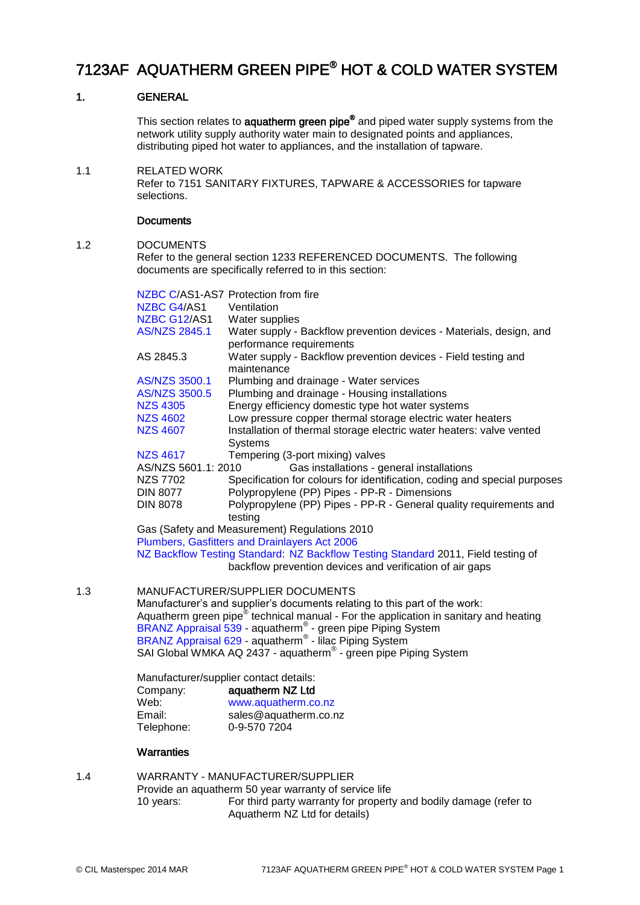# 7123AF AQUATHERM GREEN PIPE® HOT & COLD WATER SYSTEM

## 1. GENERAL

This section relates to **aquatherm green pipe®** and piped water supply systems from the network utility supply authority water main to designated points and appliances, distributing piped hot water to appliances, and the installation of tapware.

### 1.1 RELATED WORK

Refer to 7151 SANITARY FIXTURES, TAPWARE & ACCESSORIES for tapware selections.

**Documents**

### 1.2 DOCUMENTS

Refer to the general section 1233 REFERENCED DOCUMENTS. The following documents are specifically referred to in this section:

| | |
|---|---|
| NZBC C/AS1-AS7 | Protection from fire |
| NZBC G4/AS1 | Ventilation |
| NZBC G12/AS1 | Water supplies |
| AS/NZS 2845.1 | Water supply - Backflow prevention devices - Materials, design, and performance requirements |
| AS 2845.3 | Water supply - Backflow prevention devices - Field testing and maintenance |
| AS/NZS 3500.1 | Plumbing and drainage - Water services |
| AS/NZS 3500.5 | Plumbing and drainage - Housing installations |
| NZS 4305 | Energy efficiency domestic type hot water systems |
| NZS 4602 | Low pressure copper thermal storage electric water heaters |
| NZS 4607 | Installation of thermal storage electric water heaters: valve vented Systems |
| NZS 4617 | Tempering (3-port mixing) valves |
| AS/NZS 5601.1: 2010 | Gas installations - general installations |
| NZS 7702 | Specification for colours for identification, coding and special purposes |
| DIN 8077 | Polypropylene (PP) Pipes - PP-R - Dimensions |
| DIN 8078 | Polypropylene (PP) Pipes - PP-R - General quality requirements and testing |

Gas (Safety and Measurement) Regulations 2010

Plumbers, Gasfitters and Drainlayers Act 2006

NZ Backflow Testing Standard: NZ Backflow Testing Standard 2011, Field testing of backflow prevention devices and verification of air gaps

### 1.3 MANUFACTURER/SUPPLIER DOCUMENTS

Manufacturer's and supplier's documents relating to this part of the work:

Aquatherm green pipe® technical manual - For the application in sanitary and heating

BRANZ Appraisal 539 - aquatherm® - green pipe Piping System

BRANZ Appraisal 629 - aquatherm® - lilac Piping System

SAI Global WMKA AQ 2437 - aquatherm® - green pipe Piping System

Manufacturer/supplier contact details:

| | |
|---|---|
| Company: | **aquatherm NZ Ltd** |
| Web: | www.aquatherm.co.nz |
| Email: | sales@aquatherm.co.nz |
| Telephone: | 0-9-570 7204 |

**Warranties**

### 1.4 WARRANTY - MANUFACTURER/SUPPLIER

Provide an aquatherm 50 year warranty of service life

10 years: For third party warranty for property and bodily damage (refer to Aquatherm NZ Ltd for details)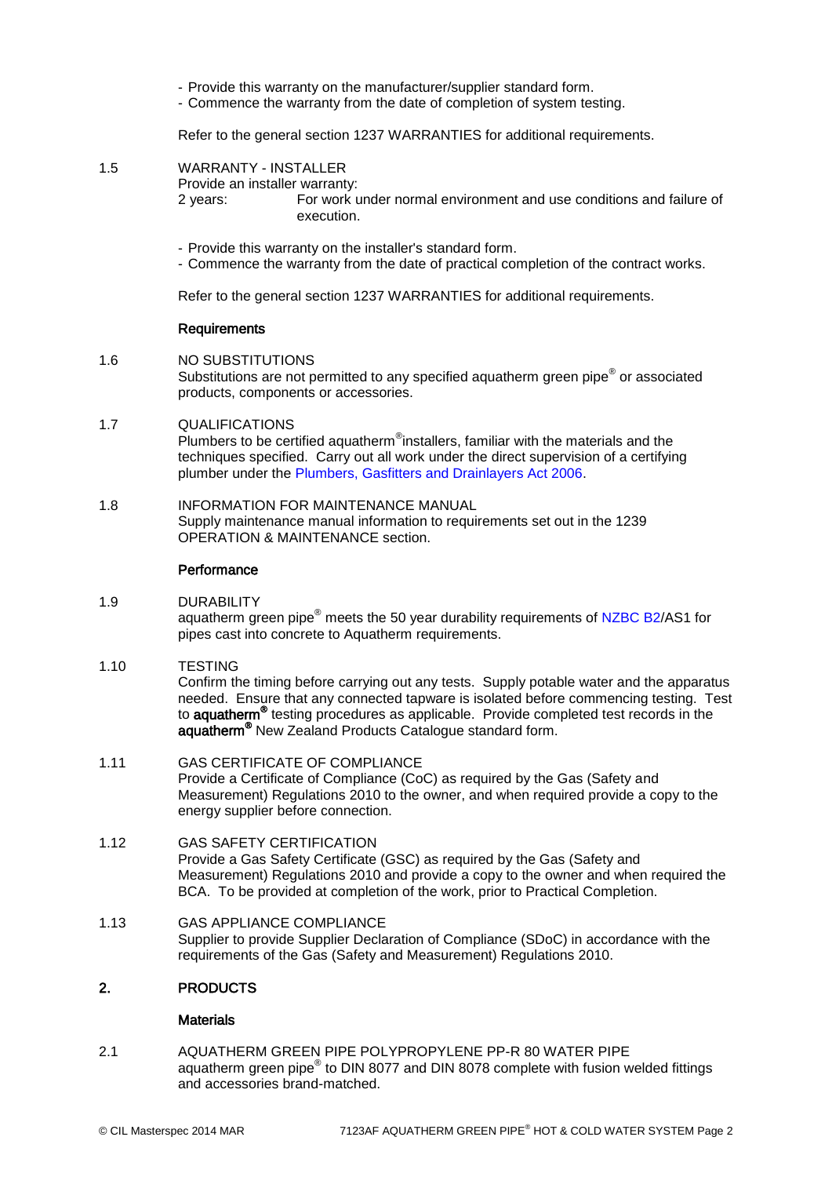- Provide this warranty on the manufacturer/supplier standard form.
- Commence the warranty from the date of completion of system testing.

Refer to the general section 1237 WARRANTIES for additional requirements.

1.5 WARRANTY - INSTALLER

Provide an installer warranty:

2 years: For work under normal environment and use conditions and failure of execution.

- Provide this warranty on the installer's standard form.
- Commence the warranty from the date of practical completion of the contract works.

Refer to the general section 1237 WARRANTIES for additional requirements.

### Requirements

1.6 NO SUBSTITUTIONS

Substitutions are not permitted to any specified aquatherm green pipe® or associated products, components or accessories.

1.7 QUALIFICATIONS

Plumbers to be certified aquatherm® installers, familiar with the materials and the techniques specified. Carry out all work under the direct supervision of a certifying plumber under the Plumbers, Gasfitters and Drainlayers Act 2006.

1.8 INFORMATION FOR MAINTENANCE MANUAL

Supply maintenance manual information to requirements set out in the 1239 OPERATION & MAINTENANCE section.

### Performance

1.9 DURABILITY

aquatherm green pipe® meets the 50 year durability requirements of NZBC B2/AS1 for pipes cast into concrete to Aquatherm requirements.

1.10 TESTING

Confirm the timing before carrying out any tests. Supply potable water and the apparatus needed. Ensure that any connected tapware is isolated before commencing testing. Test to **aquatherm®** testing procedures as applicable. Provide completed test records in the **aquatherm®** New Zealand Products Catalogue standard form.

1.11 GAS CERTIFICATE OF COMPLIANCE

Provide a Certificate of Compliance (CoC) as required by the Gas (Safety and Measurement) Regulations 2010 to the owner, and when required provide a copy to the energy supplier before connection.

1.12 GAS SAFETY CERTIFICATION

Provide a Gas Safety Certificate (GSC) as required by the Gas (Safety and Measurement) Regulations 2010 and provide a copy to the owner and when required the BCA. To be provided at completion of the work, prior to Practical Completion.

1.13 GAS APPLIANCE COMPLIANCE

Supplier to provide Supplier Declaration of Compliance (SDoC) in accordance with the requirements of the Gas (Safety and Measurement) Regulations 2010.

## 2. PRODUCTS

### Materials

2.1 AQUATHERM GREEN PIPE POLYPROPYLENE PP-R 80 WATER PIPE

aquatherm green pipe® to DIN 8077 and DIN 8078 complete with fusion welded fittings and accessories brand-matched.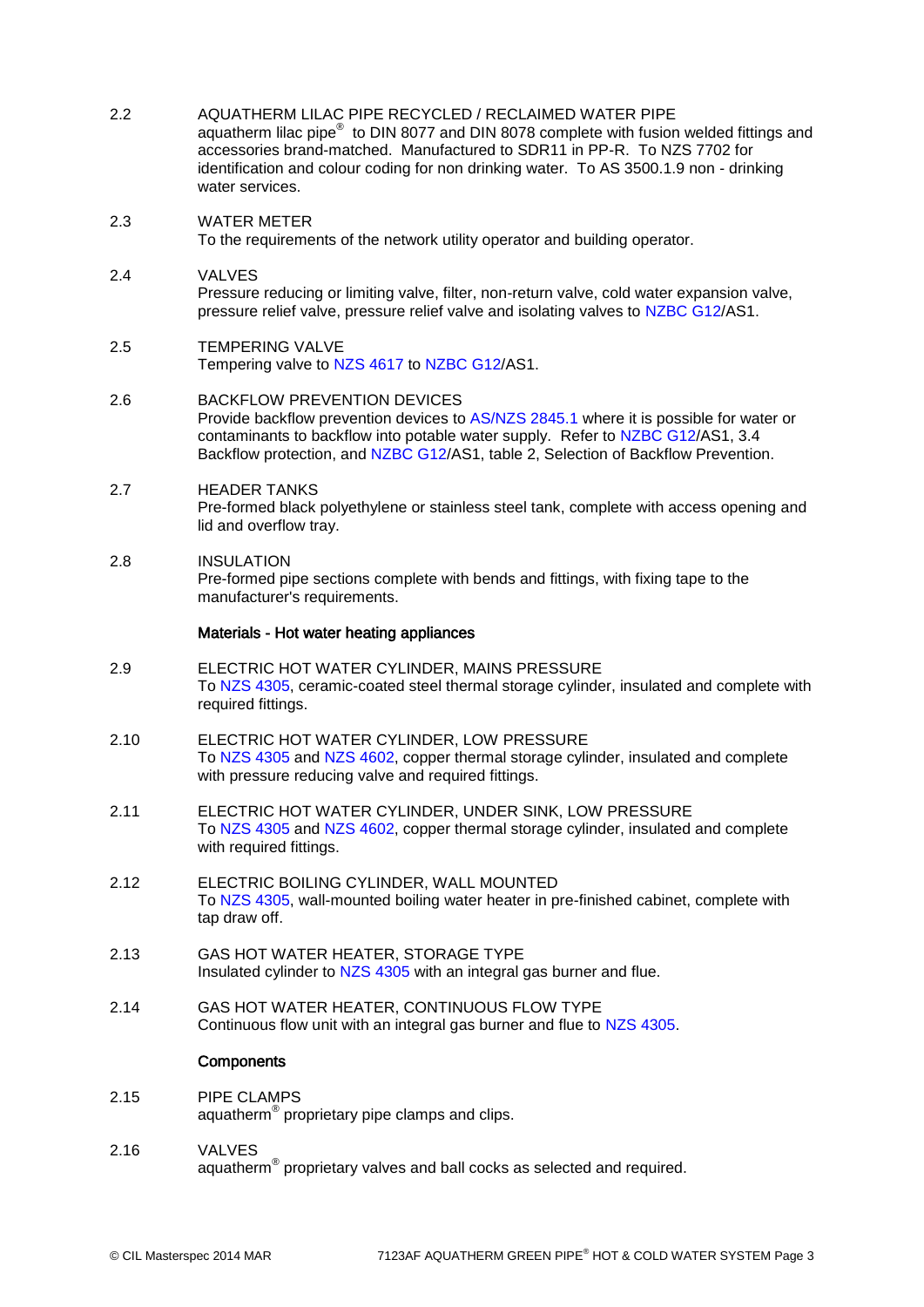2.2 AQUATHERM LILAC PIPE RECYCLED / RECLAIMED WATER PIPE

aquatherm lilac pipe® to DIN 8077 and DIN 8078 complete with fusion welded fittings and accessories brand-matched. Manufactured to SDR11 in PP-R. To NZS 7702 for identification and colour coding for non drinking water. To AS 3500.1.9 non - drinking water services.

2.3 WATER METER

To the requirements of the network utility operator and building operator.

2.4 VALVES

Pressure reducing or limiting valve, filter, non-return valve, cold water expansion valve, pressure relief valve, pressure relief valve and isolating valves to NZBC G12/AS1.

2.5 TEMPERING VALVE

Tempering valve to NZS 4617 to NZBC G12/AS1.

2.6 BACKFLOW PREVENTION DEVICES

Provide backflow prevention devices to AS/NZS 2845.1 where it is possible for water or contaminants to backflow into potable water supply. Refer to NZBC G12/AS1, 3.4 Backflow protection, and NZBC G12/AS1, table 2, Selection of Backflow Prevention.

2.7 HEADER TANKS

Pre-formed black polyethylene or stainless steel tank, complete with access opening and lid and overflow tray.

2.8 INSULATION

Pre-formed pipe sections complete with bends and fittings, with fixing tape to the manufacturer's requirements.

**Materials - Hot water heating appliances**

2.9 ELECTRIC HOT WATER CYLINDER, MAINS PRESSURE

To NZS 4305, ceramic-coated steel thermal storage cylinder, insulated and complete with required fittings.

2.10 ELECTRIC HOT WATER CYLINDER, LOW PRESSURE

To NZS 4305 and NZS 4602, copper thermal storage cylinder, insulated and complete with pressure reducing valve and required fittings.

2.11 ELECTRIC HOT WATER CYLINDER, UNDER SINK, LOW PRESSURE

To NZS 4305 and NZS 4602, copper thermal storage cylinder, insulated and complete with required fittings.

2.12 ELECTRIC BOILING CYLINDER, WALL MOUNTED

To NZS 4305, wall-mounted boiling water heater in pre-finished cabinet, complete with tap draw off.

2.13 GAS HOT WATER HEATER, STORAGE TYPE

Insulated cylinder to NZS 4305 with an integral gas burner and flue.

2.14 GAS HOT WATER HEATER, CONTINUOUS FLOW TYPE

Continuous flow unit with an integral gas burner and flue to NZS 4305.

**Components**

2.15 PIPE CLAMPS

aquatherm® proprietary pipe clamps and clips.

2.16 VALVES

aquatherm® proprietary valves and ball cocks as selected and required.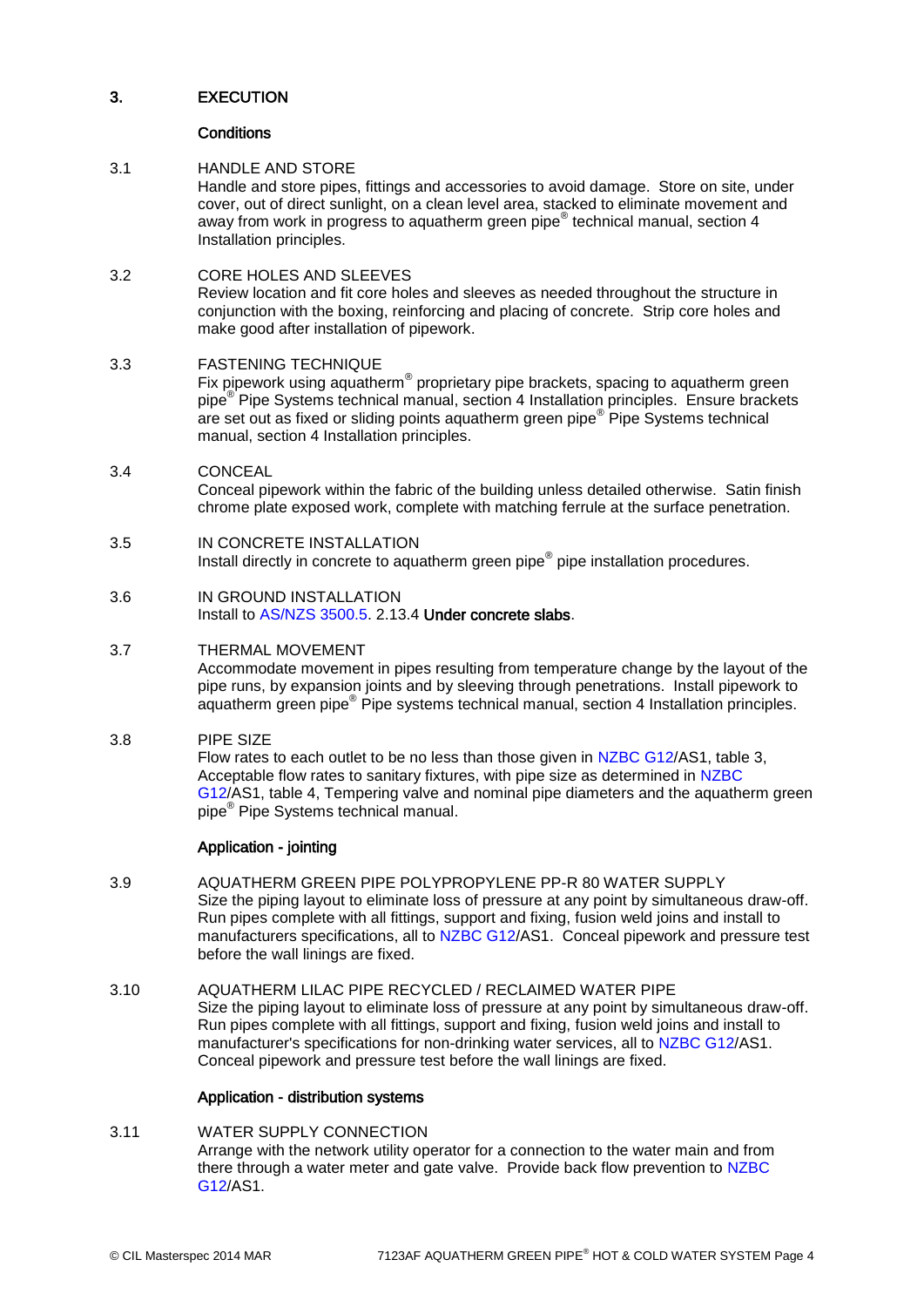# 3. EXECUTION

## Conditions

**3.1 HANDLE AND STORE**

Handle and store pipes, fittings and accessories to avoid damage. Store on site, under cover, out of direct sunlight, on a clean level area, stacked to eliminate movement and away from work in progress to aquatherm green pipe® technical manual, section 4 Installation principles.

**3.2 CORE HOLES AND SLEEVES**

Review location and fit core holes and sleeves as needed throughout the structure in conjunction with the boxing, reinforcing and placing of concrete. Strip core holes and make good after installation of pipework.

**3.3 FASTENING TECHNIQUE**

Fix pipework using aquatherm® proprietary pipe brackets, spacing to aquatherm green pipe® Pipe Systems technical manual, section 4 Installation principles. Ensure brackets are set out as fixed or sliding points aquatherm green pipe® Pipe Systems technical manual, section 4 Installation principles.

**3.4 CONCEAL**

Conceal pipework within the fabric of the building unless detailed otherwise. Satin finish chrome plate exposed work, complete with matching ferrule at the surface penetration.

**3.5 IN CONCRETE INSTALLATION**

Install directly in concrete to aquatherm green pipe® pipe installation procedures.

**3.6 IN GROUND INSTALLATION**

Install to AS/NZS 3500.5. 2.13.4 **Under concrete slabs**.

**3.7 THERMAL MOVEMENT**

Accommodate movement in pipes resulting from temperature change by the layout of the pipe runs, by expansion joints and by sleeving through penetrations. Install pipework to aquatherm green pipe® Pipe systems technical manual, section 4 Installation principles.

**3.8 PIPE SIZE**

Flow rates to each outlet to be no less than those given in NZBC G12/AS1, table 3, Acceptable flow rates to sanitary fixtures, with pipe size as determined in NZBC G12/AS1, table 4, Tempering valve and nominal pipe diameters and the aquatherm green pipe® Pipe Systems technical manual.

## Application - jointing

**3.9 AQUATHERM GREEN PIPE POLYPROPYLENE PP-R 80 WATER SUPPLY**

Size the piping layout to eliminate loss of pressure at any point by simultaneous draw-off. Run pipes complete with all fittings, support and fixing, fusion weld joins and install to manufacturers specifications, all to NZBC G12/AS1. Conceal pipework and pressure test before the wall linings are fixed.

**3.10 AQUATHERM LILAC PIPE RECYCLED / RECLAIMED WATER PIPE**

Size the piping layout to eliminate loss of pressure at any point by simultaneous draw-off. Run pipes complete with all fittings, support and fixing, fusion weld joins and install to manufacturer's specifications for non-drinking water services, all to NZBC G12/AS1. Conceal pipework and pressure test before the wall linings are fixed.

## Application - distribution systems

**3.11 WATER SUPPLY CONNECTION**

Arrange with the network utility operator for a connection to the water main and from there through a water meter and gate valve. Provide back flow prevention to NZBC G12/AS1.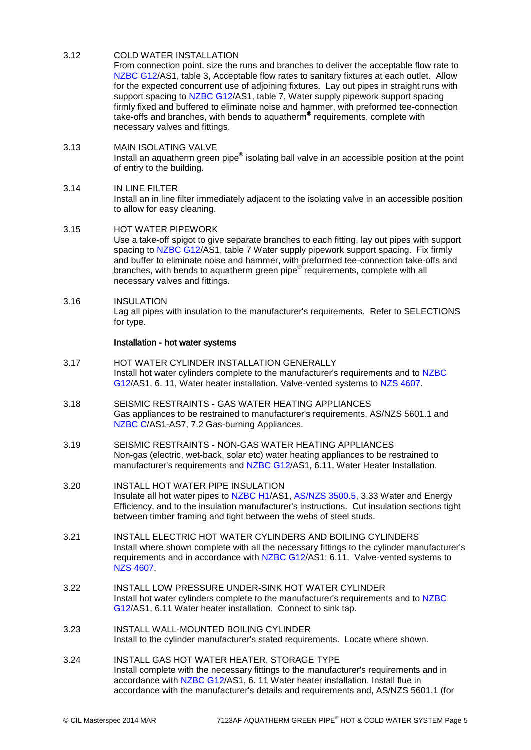3.12 COLD WATER INSTALLATION

From connection point, size the runs and branches to deliver the acceptable flow rate to NZBC G12/AS1, table 3, Acceptable flow rates to sanitary fixtures at each outlet. Allow for the expected concurrent use of adjoining fixtures. Lay out pipes in straight runs with support spacing to NZBC G12/AS1, table 7, Water supply pipework support spacing firmly fixed and buffered to eliminate noise and hammer, with preformed tee-connection take-offs and branches, with bends to aquatherm® requirements, complete with necessary valves and fittings.

3.13 MAIN ISOLATING VALVE

Install an aquatherm green pipe® isolating ball valve in an accessible position at the point of entry to the building.

3.14 IN LINE FILTER

Install an in line filter immediately adjacent to the isolating valve in an accessible position to allow for easy cleaning.

3.15 HOT WATER PIPEWORK

Use a take-off spigot to give separate branches to each fitting, lay out pipes with support spacing to NZBC G12/AS1, table 7 Water supply pipework support spacing. Fix firmly and buffer to eliminate noise and hammer, with preformed tee-connection take-offs and branches, with bends to aquatherm green pipe® requirements, complete with all necessary valves and fittings.

3.16 INSULATION

Lag all pipes with insulation to the manufacturer's requirements. Refer to SELECTIONS for type.

**Installation - hot water systems**

3.17 HOT WATER CYLINDER INSTALLATION GENERALLY

Install hot water cylinders complete to the manufacturer's requirements and to NZBC G12/AS1, 6. 11, Water heater installation. Valve-vented systems to NZS 4607.

3.18 SEISMIC RESTRAINTS - GAS WATER HEATING APPLIANCES

Gas appliances to be restrained to manufacturer's requirements, AS/NZS 5601.1 and NZBC C/AS1-AS7, 7.2 Gas-burning Appliances.

3.19 SEISMIC RESTRAINTS - NON-GAS WATER HEATING APPLIANCES

Non-gas (electric, wet-back, solar etc) water heating appliances to be restrained to manufacturer's requirements and NZBC G12/AS1, 6.11, Water Heater Installation.

3.20 INSTALL HOT WATER PIPE INSULATION

Insulate all hot water pipes to NZBC H1/AS1, AS/NZS 3500.5, 3.33 Water and Energy Efficiency, and to the insulation manufacturer's instructions. Cut insulation sections tight between timber framing and tight between the webs of steel studs.

3.21 INSTALL ELECTRIC HOT WATER CYLINDERS AND BOILING CYLINDERS

Install where shown complete with all the necessary fittings to the cylinder manufacturer's requirements and in accordance with NZBC G12/AS1: 6.11. Valve-vented systems to NZS 4607.

3.22 INSTALL LOW PRESSURE UNDER-SINK HOT WATER CYLINDER

Install hot water cylinders complete to the manufacturer's requirements and to NZBC G12/AS1, 6.11 Water heater installation. Connect to sink tap.

3.23 INSTALL WALL-MOUNTED BOILING CYLINDER

Install to the cylinder manufacturer's stated requirements. Locate where shown.

3.24 INSTALL GAS HOT WATER HEATER, STORAGE TYPE

Install complete with the necessary fittings to the manufacturer's requirements and in accordance with NZBC G12/AS1, 6. 11 Water heater installation. Install flue in accordance with the manufacturer's details and requirements and, AS/NZS 5601.1 (for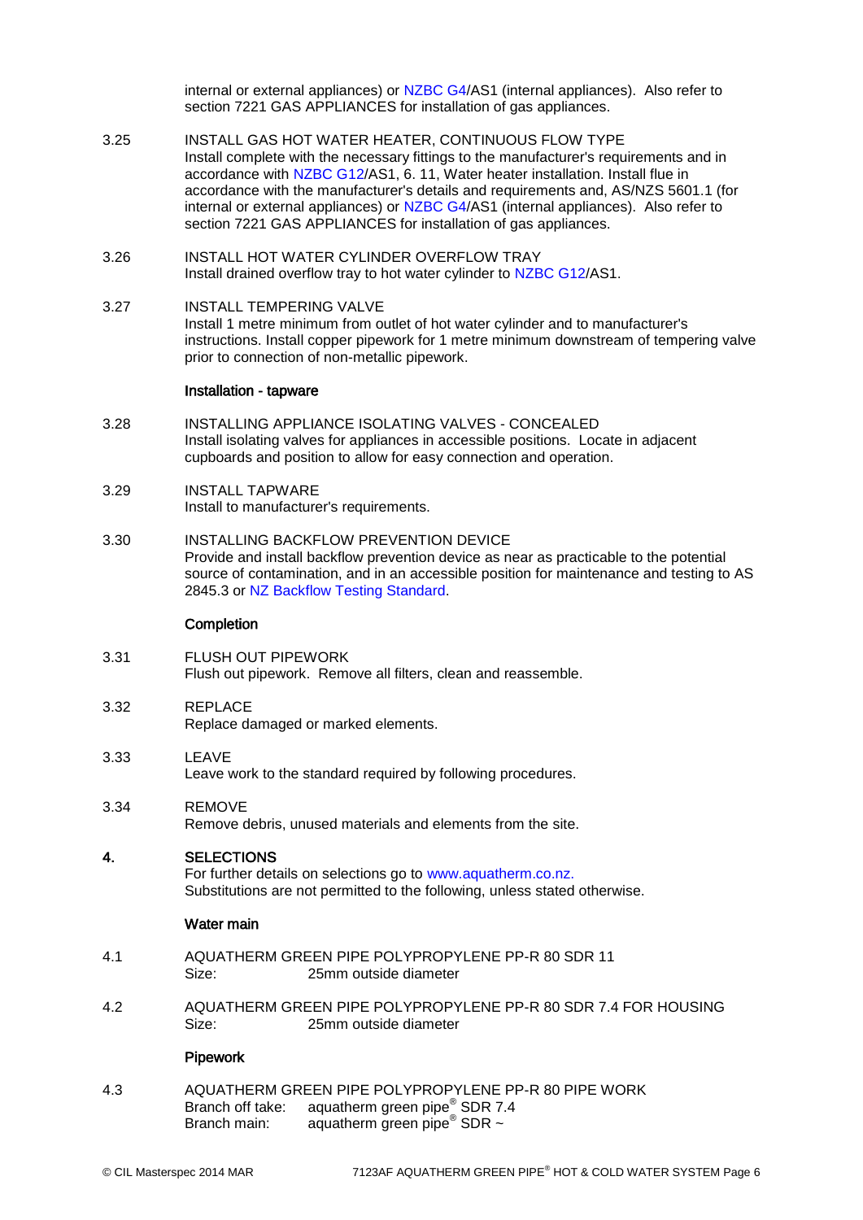internal or external appliances) or NZBC G4/AS1 (internal appliances). Also refer to section 7221 GAS APPLIANCES for installation of gas appliances.

3.25 INSTALL GAS HOT WATER HEATER, CONTINUOUS FLOW TYPE
Install complete with the necessary fittings to the manufacturer's requirements and in accordance with NZBC G12/AS1, 6. 11, Water heater installation. Install flue in accordance with the manufacturer's details and requirements and, AS/NZS 5601.1 (for internal or external appliances) or NZBC G4/AS1 (internal appliances). Also refer to section 7221 GAS APPLIANCES for installation of gas appliances.

3.26 INSTALL HOT WATER CYLINDER OVERFLOW TRAY
Install drained overflow tray to hot water cylinder to NZBC G12/AS1.

3.27 INSTALL TEMPERING VALVE
Install 1 metre minimum from outlet of hot water cylinder and to manufacturer's instructions. Install copper pipework for 1 metre minimum downstream of tempering valve prior to connection of non-metallic pipework.

**Installation - tapware**

3.28 INSTALLING APPLIANCE ISOLATING VALVES - CONCEALED
Install isolating valves for appliances in accessible positions. Locate in adjacent cupboards and position to allow for easy connection and operation.

3.29 INSTALL TAPWARE
Install to manufacturer's requirements.

3.30 INSTALLING BACKFLOW PREVENTION DEVICE
Provide and install backflow prevention device as near as practicable to the potential source of contamination, and in an accessible position for maintenance and testing to AS 2845.3 or NZ Backflow Testing Standard.

**Completion**

3.31 FLUSH OUT PIPEWORK
Flush out pipework. Remove all filters, clean and reassemble.

3.32 REPLACE
Replace damaged or marked elements.

3.33 LEAVE
Leave work to the standard required by following procedures.

3.34 REMOVE
Remove debris, unused materials and elements from the site.

## 4. SELECTIONS

For further details on selections go to www.aquatherm.co.nz.
Substitutions are not permitted to the following, unless stated otherwise.

**Water main**

4.1 AQUATHERM GREEN PIPE POLYPROPYLENE PP-R 80 SDR 11
Size: 25mm outside diameter

4.2 AQUATHERM GREEN PIPE POLYPROPYLENE PP-R 80 SDR 7.4 FOR HOUSING
Size: 25mm outside diameter

**Pipework**

4.3 AQUATHERM GREEN PIPE POLYPROPYLENE PP-R 80 PIPE WORK
Branch off take: aquatherm green pipe® SDR 7.4
Branch main: aquatherm green pipe® SDR ~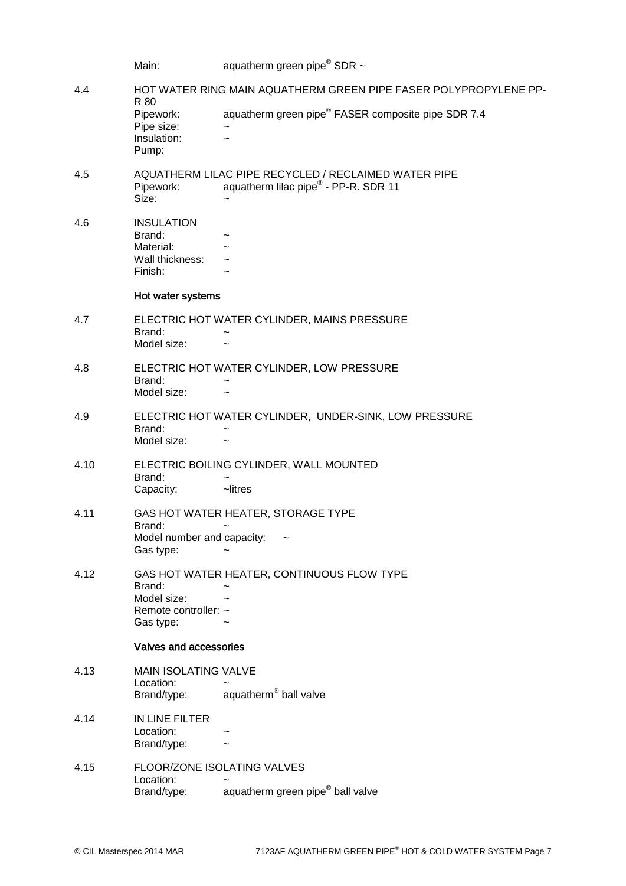Main: aquatherm green pipe® SDR ~

**4.4 HOT WATER RING MAIN AQUATHERM GREEN PIPE FASER POLYPROPYLENE PP-R 80**

Pipework: aquatherm green pipe® FASER composite pipe SDR 7.4
Pipe size: ~
Insulation: ~
Pump:

**4.5 AQUATHERM LILAC PIPE RECYCLED / RECLAIMED WATER PIPE**

Pipework: aquatherm lilac pipe® - PP-R. SDR 11
Size: ~

**4.6 INSULATION**

Brand: ~
Material: ~
Wall thickness: ~
Finish: ~

### Hot water systems

**4.7 ELECTRIC HOT WATER CYLINDER, MAINS PRESSURE**

Brand: ~
Model size: ~

**4.8 ELECTRIC HOT WATER CYLINDER, LOW PRESSURE**

Brand: ~
Model size: ~

**4.9 ELECTRIC HOT WATER CYLINDER, UNDER-SINK, LOW PRESSURE**

Brand: ~
Model size: ~

**4.10 ELECTRIC BOILING CYLINDER, WALL MOUNTED**

Brand: ~
Capacity: ~litres

**4.11 GAS HOT WATER HEATER, STORAGE TYPE**

Brand: ~
Model number and capacity: ~
Gas type: ~

**4.12 GAS HOT WATER HEATER, CONTINUOUS FLOW TYPE**

Brand: ~
Model size: ~
Remote controller: ~
Gas type: ~

### Valves and accessories

**4.13 MAIN ISOLATING VALVE**

Location: ~
Brand/type: aquatherm® ball valve

**4.14 IN LINE FILTER**

Location: ~
Brand/type: ~

**4.15 FLOOR/ZONE ISOLATING VALVES**

Location: ~
Brand/type: aquatherm green pipe® ball valve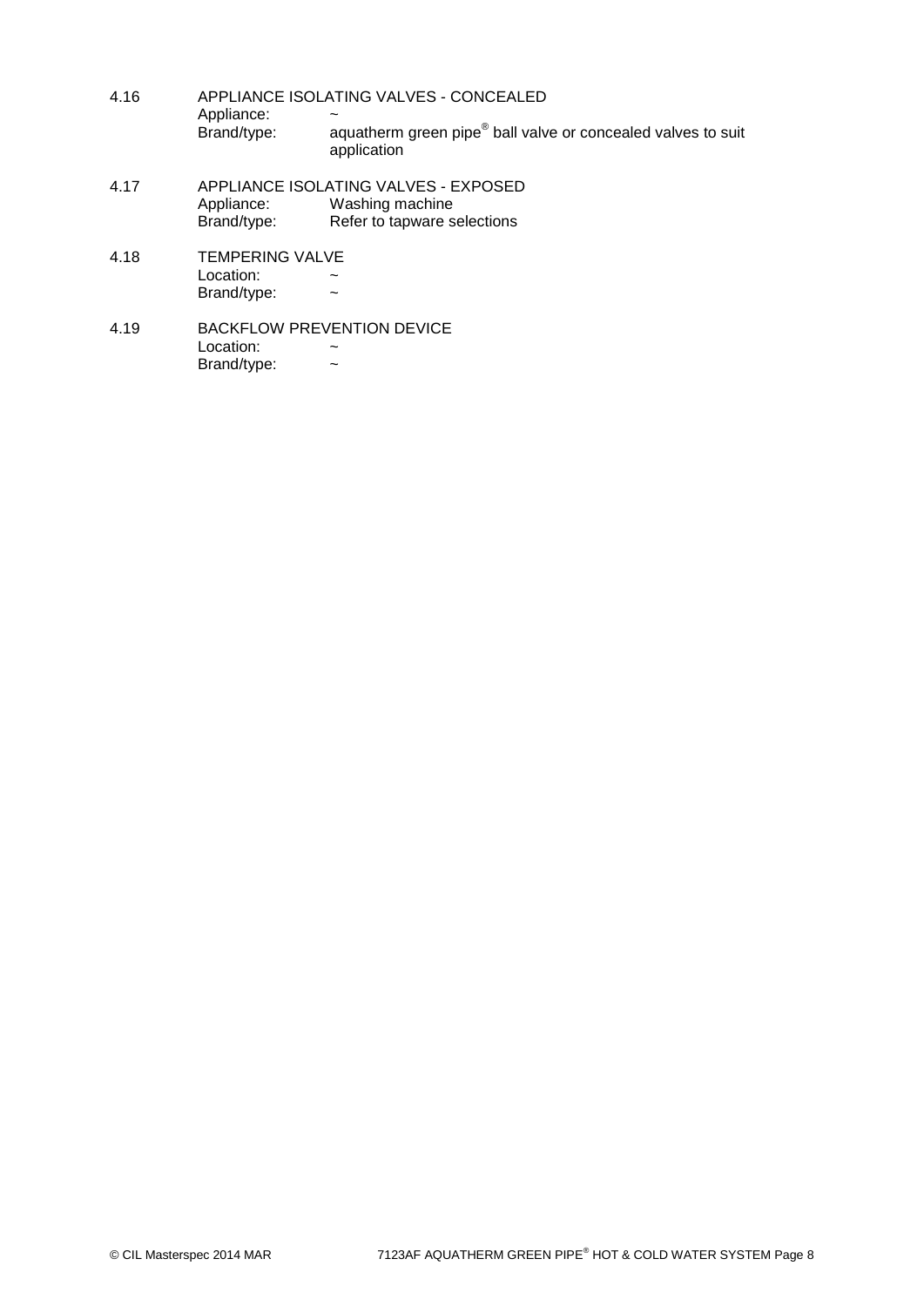4.16 APPLIANCE ISOLATING VALVES - CONCEALED

Appliance: ~

Brand/type: aquatherm green pipe® ball valve or concealed valves to suit application

4.17 APPLIANCE ISOLATING VALVES - EXPOSED

Appliance: Washing machine

Brand/type: Refer to tapware selections

4.18 TEMPERING VALVE

Location: ~

Brand/type: ~

4.19 BACKFLOW PREVENTION DEVICE

Location: ~

Brand/type: ~